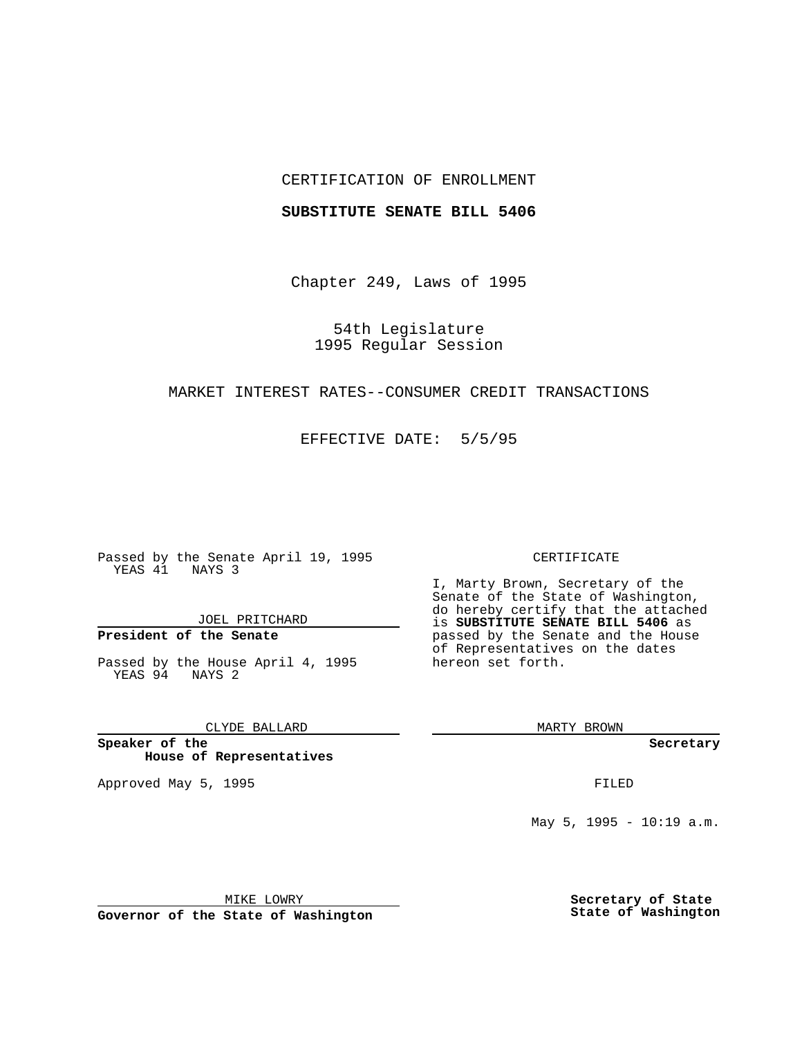CERTIFICATION OF ENROLLMENT

**SUBSTITUTE SENATE BILL 5406**

Chapter 249, Laws of 1995

54th Legislature
1995 Regular Session

MARKET INTEREST RATES--CONSUMER CREDIT TRANSACTIONS

EFFECTIVE DATE: 5/5/95

Passed by the Senate April 19, 1995
YEAS 41 NAYS 3

JOEL PRITCHARD

**President of the Senate**

Passed by the House April 4, 1995
YEAS 94 NAYS 2

CLYDE BALLARD

**Speaker of the House of Representatives**

Approved May 5, 1995

MIKE LOWRY

**Governor of the State of Washington**

CERTIFICATE

I, Marty Brown, Secretary of the Senate of the State of Washington, do hereby certify that the attached is **SUBSTITUTE SENATE BILL 5406** as passed by the Senate and the House of Representatives on the dates hereon set forth.

MARTY BROWN

**Secretary**

FILED

May 5, 1995 - 10:19 a.m.

**Secretary of State State of Washington**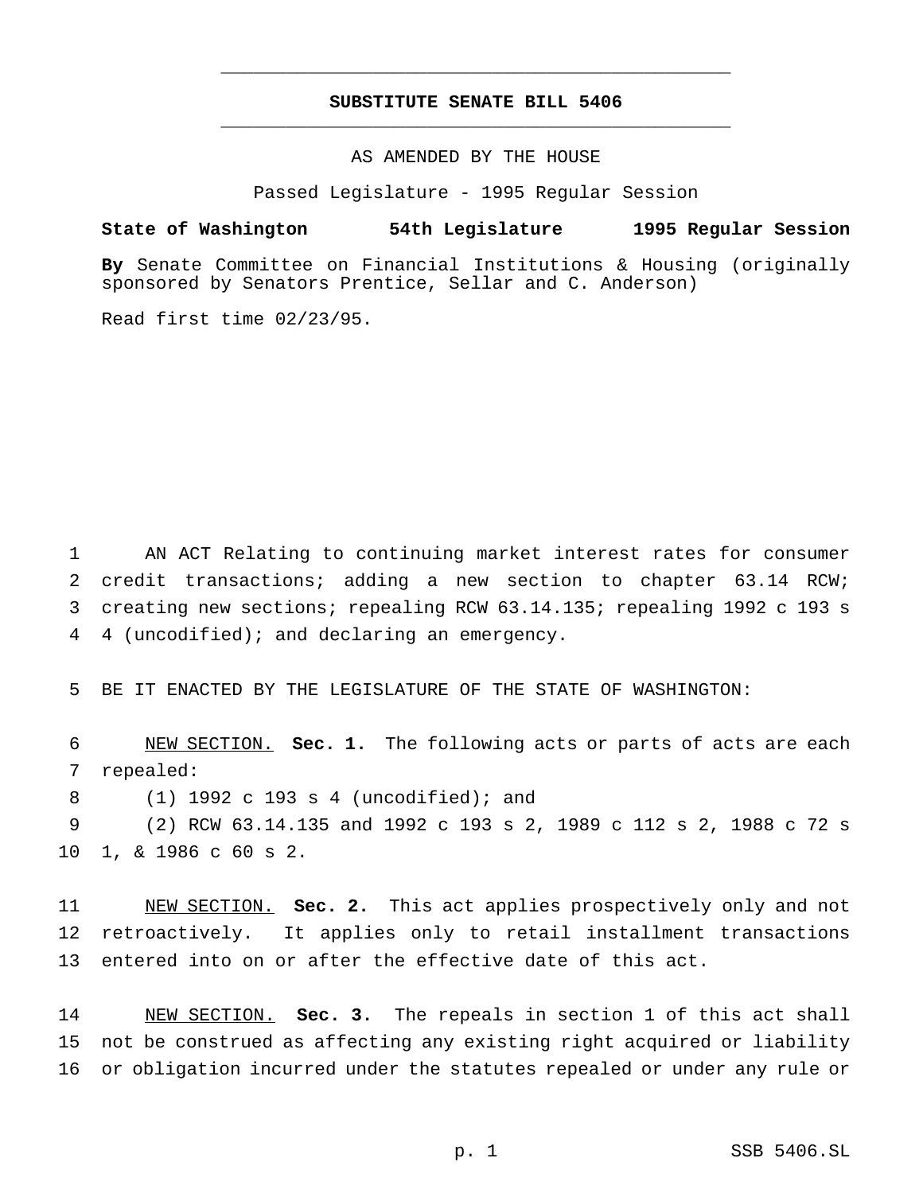# SUBSTITUTE SENATE BILL 5406

AS AMENDED BY THE HOUSE

Passed Legislature - 1995 Regular Session

**State of Washington 54th Legislature 1995 Regular Session**

**By** Senate Committee on Financial Institutions & Housing (originally sponsored by Senators Prentice, Sellar and C. Anderson)

Read first time 02/23/95.

AN ACT Relating to continuing market interest rates for consumer credit transactions; adding a new section to chapter 63.14 RCW; creating new sections; repealing RCW 63.14.135; repealing 1992 c 193 s 4 (uncodified); and declaring an emergency.

BE IT ENACTED BY THE LEGISLATURE OF THE STATE OF WASHINGTON:

NEW SECTION. **Sec. 1.** The following acts or parts of acts are each repealed:

(1) 1992 c 193 s 4 (uncodified); and

(2) RCW 63.14.135 and 1992 c 193 s 2, 1989 c 112 s 2, 1988 c 72 s 1, & 1986 c 60 s 2.

NEW SECTION. **Sec. 2.** This act applies prospectively only and not retroactively. It applies only to retail installment transactions entered into on or after the effective date of this act.

NEW SECTION. **Sec. 3.** The repeals in section 1 of this act shall not be construed as affecting any existing right acquired or liability or obligation incurred under the statutes repealed or under any rule or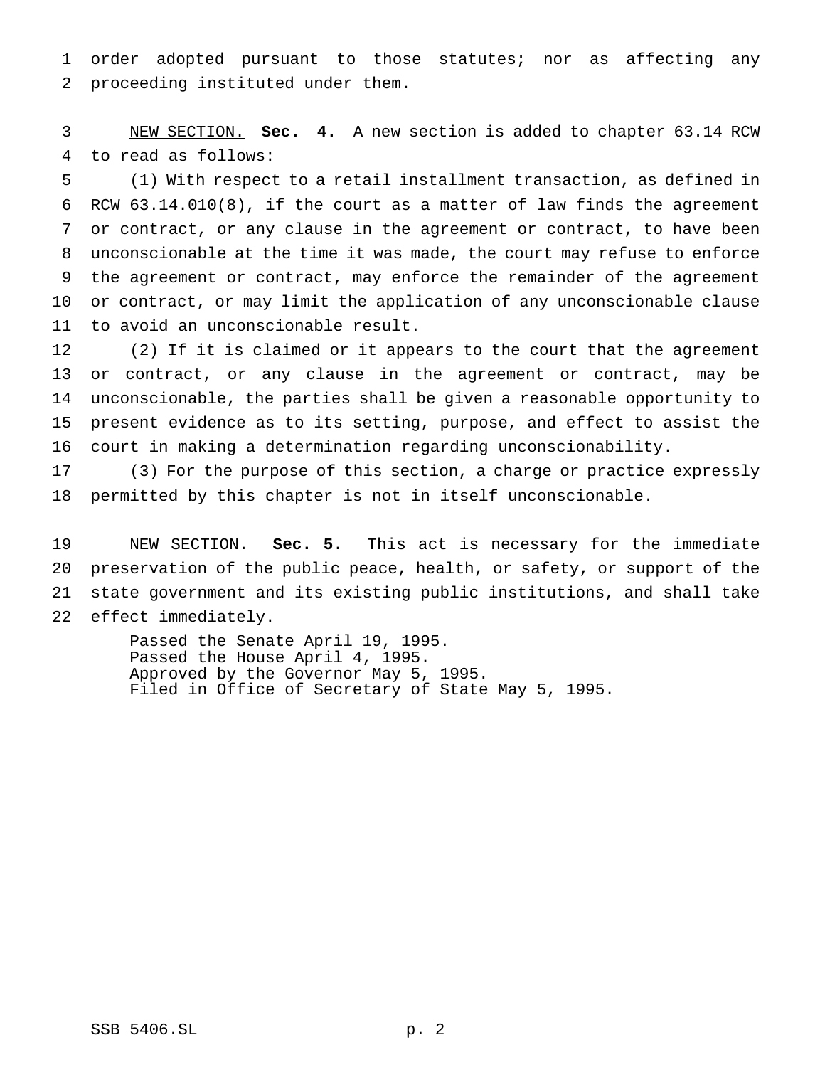order adopted pursuant to those statutes; nor as affecting any proceeding instituted under them.

NEW SECTION. **Sec. 4.** A new section is added to chapter 63.14 RCW to read as follows:

(1) With respect to a retail installment transaction, as defined in RCW 63.14.010(8), if the court as a matter of law finds the agreement or contract, or any clause in the agreement or contract, to have been unconscionable at the time it was made, the court may refuse to enforce the agreement or contract, may enforce the remainder of the agreement or contract, or may limit the application of any unconscionable clause to avoid an unconscionable result.

(2) If it is claimed or it appears to the court that the agreement or contract, or any clause in the agreement or contract, may be unconscionable, the parties shall be given a reasonable opportunity to present evidence as to its setting, purpose, and effect to assist the court in making a determination regarding unconscionability.

(3) For the purpose of this section, a charge or practice expressly permitted by this chapter is not in itself unconscionable.

NEW SECTION. **Sec. 5.** This act is necessary for the immediate preservation of the public peace, health, or safety, or support of the state government and its existing public institutions, and shall take effect immediately.

Passed the Senate April 19, 1995.
Passed the House April 4, 1995.
Approved by the Governor May 5, 1995.
Filed in Office of Secretary of State May 5, 1995.